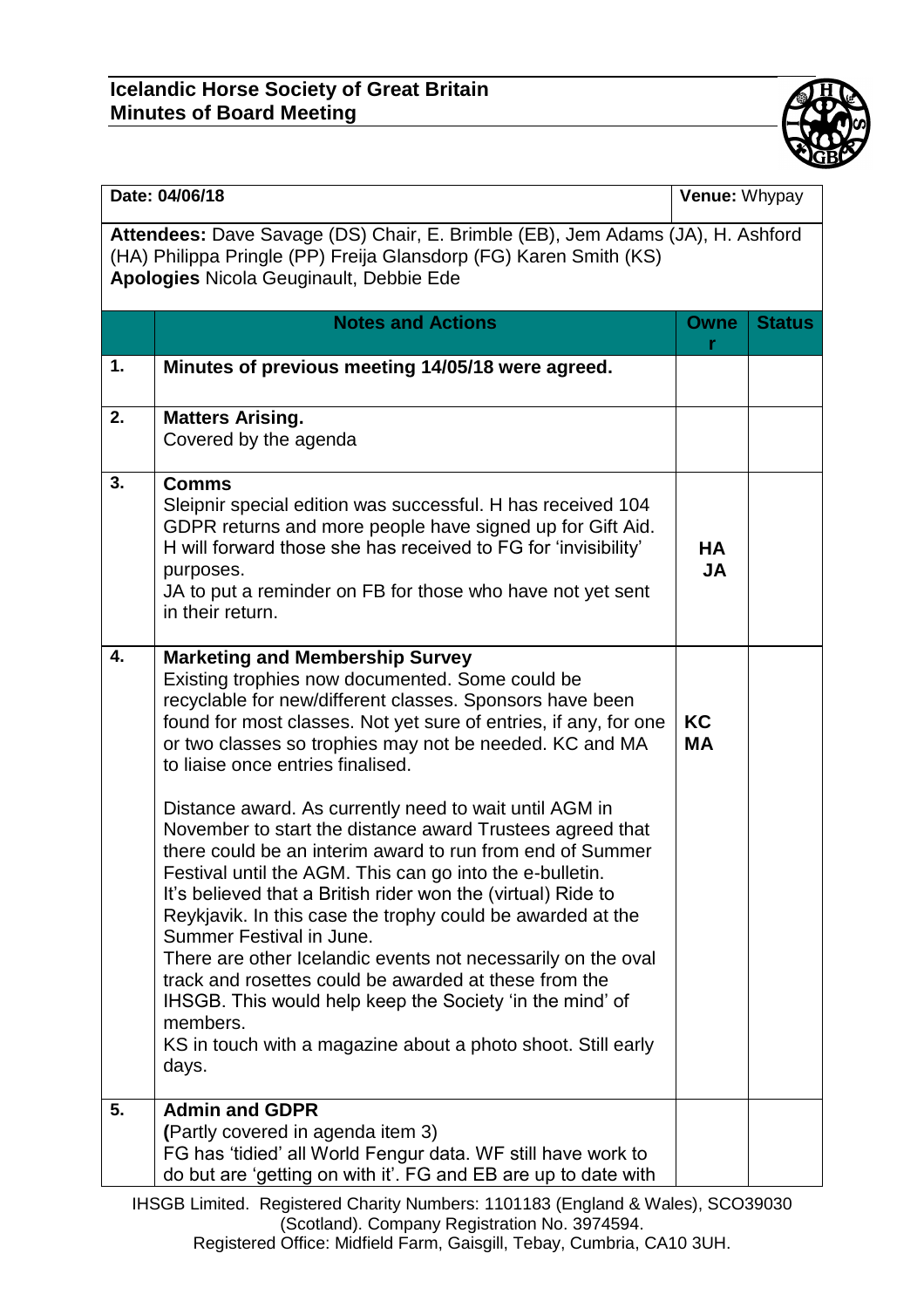**Icelandic Horse Society of Great Britain**
**Minutes of Board Meeting**

| **Date:** 04/06/18 | **Venue:** Whypay |
|---|---|

**Attendees:** Dave Savage (DS) Chair, E. Brimble (EB), Jem Adams (JA), H. Ashford (HA) Philippa Pringle (PP) Freija Glansdorp (FG) Karen Smith (KS)
**Apologies** Nicola Geuginault, Debbie Ede

| | **Notes and Actions** | **Owner** | **Status** |
|---|---|---|---|
| **1.** | **Minutes of previous meeting 14/05/18 were agreed.** | | |
| **2.** | **Matters Arising.**<br>Covered by the agenda | | |
| **3.** | **Comms**<br>Sleipnir special edition was successful. H has received 104 GDPR returns and more people have signed up for Gift Aid. H will forward those she has received to FG for 'invisibility' purposes.<br>JA to put a reminder on FB for those who have not yet sent in their return. | **HA**<br>**JA** | |
| **4.** | **Marketing and Membership Survey**<br>Existing trophies now documented. Some could be recyclable for new/different classes. Sponsors have been found for most classes. Not yet sure of entries, if any, for one or two classes so trophies may not be needed. KC and MA to liaise once entries finalised.<br><br>Distance award. As currently need to wait until AGM in November to start the distance award Trustees agreed that there could be an interim award to run from end of Summer Festival until the AGM. This can go into the e-bulletin.<br>It's believed that a British rider won the (virtual) Ride to Reykjavik. In this case the trophy could be awarded at the Summer Festival in June.<br>There are other Icelandic events not necessarily on the oval track and rosettes could be awarded at these from the IHSGB. This would help keep the Society 'in the mind' of members.<br>KS in touch with a magazine about a photo shoot. Still early days. | **KC**<br>**MA** | |
| **5.** | **Admin and GDPR**<br>**(**Partly covered in agenda item 3)<br>FG has 'tidied' all World Fengur data. WF still have work to do but are 'getting on with it'. FG and EB are up to date with | | |

IHSGB Limited. Registered Charity Numbers: 1101183 (England & Wales), SCO39030 (Scotland). Company Registration No. 3974594.
Registered Office: Midfield Farm, Gaisgill, Tebay, Cumbria, CA10 3UH.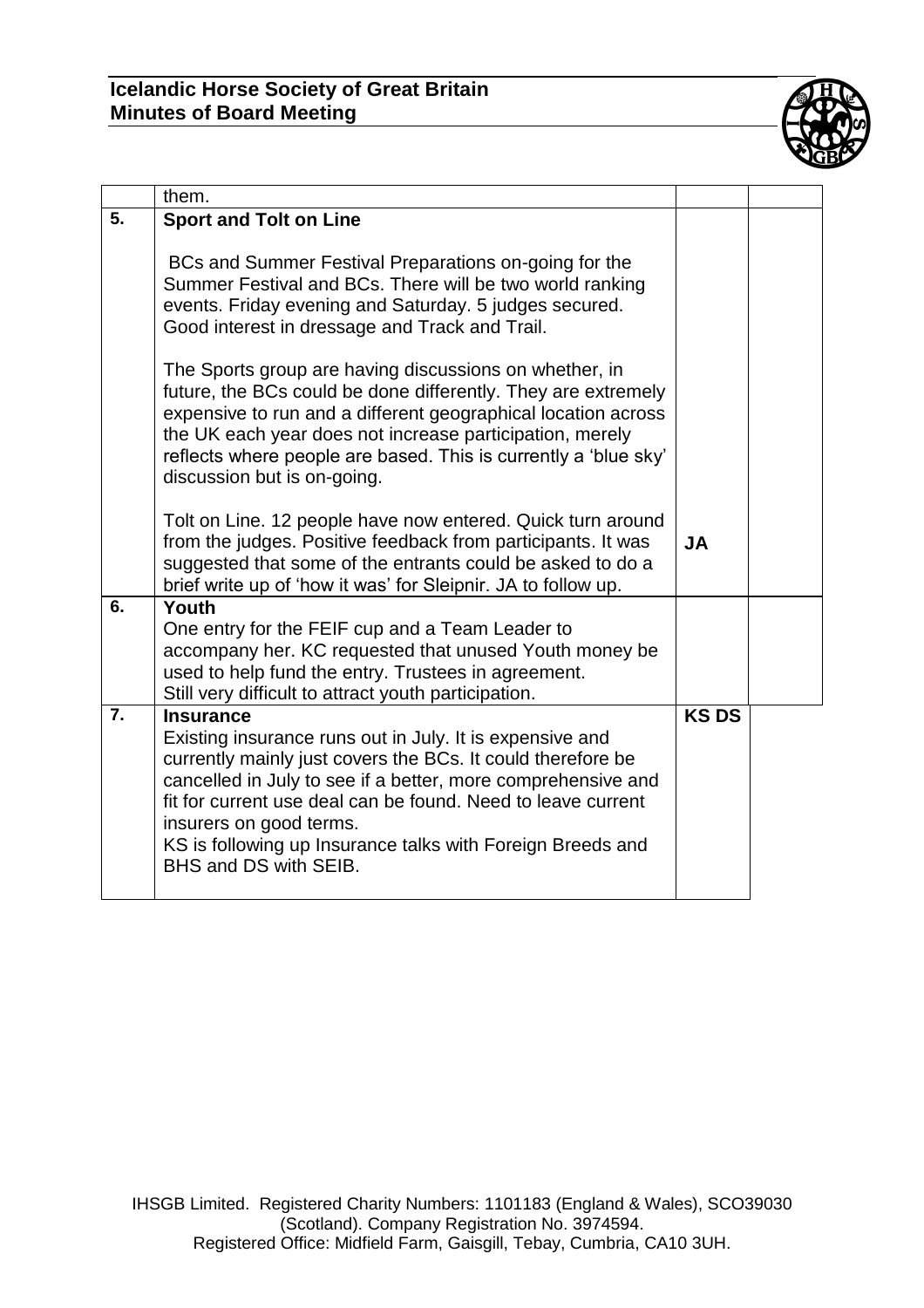| | | | |
|---|---|---|---|
| | them. | | |
| **5.** | **Sport and Tolt on Line**<br><br>BCs and Summer Festival Preparations on-going for the Summer Festival and BCs. There will be two world ranking events. Friday evening and Saturday. 5 judges secured. Good interest in dressage and Track and Trail.<br><br>The Sports group are having discussions on whether, in future, the BCs could be done differently. They are extremely expensive to run and a different geographical location across the UK each year does not increase participation, merely reflects where people are based. This is currently a 'blue sky' discussion but is on-going.<br><br>Tolt on Line. 12 people have now entered. Quick turn around from the judges. Positive feedback from participants. It was suggested that some of the entrants could be asked to do a brief write up of 'how it was' for Sleipnir. JA to follow up. | **JA** | |
| **6.** | **Youth**<br>One entry for the FEIF cup and a Team Leader to accompany her. KC requested that unused Youth money be used to help fund the entry. Trustees in agreement.<br>Still very difficult to attract youth participation. | | |
| **7.** | **Insurance**<br>Existing insurance runs out in July. It is expensive and currently mainly just covers the BCs. It could therefore be cancelled in July to see if a better, more comprehensive and fit for current use deal can be found. Need to leave current insurers on good terms.<br>KS is following up Insurance talks with Foreign Breeds and BHS and DS with SEIB. | **KS DS** | |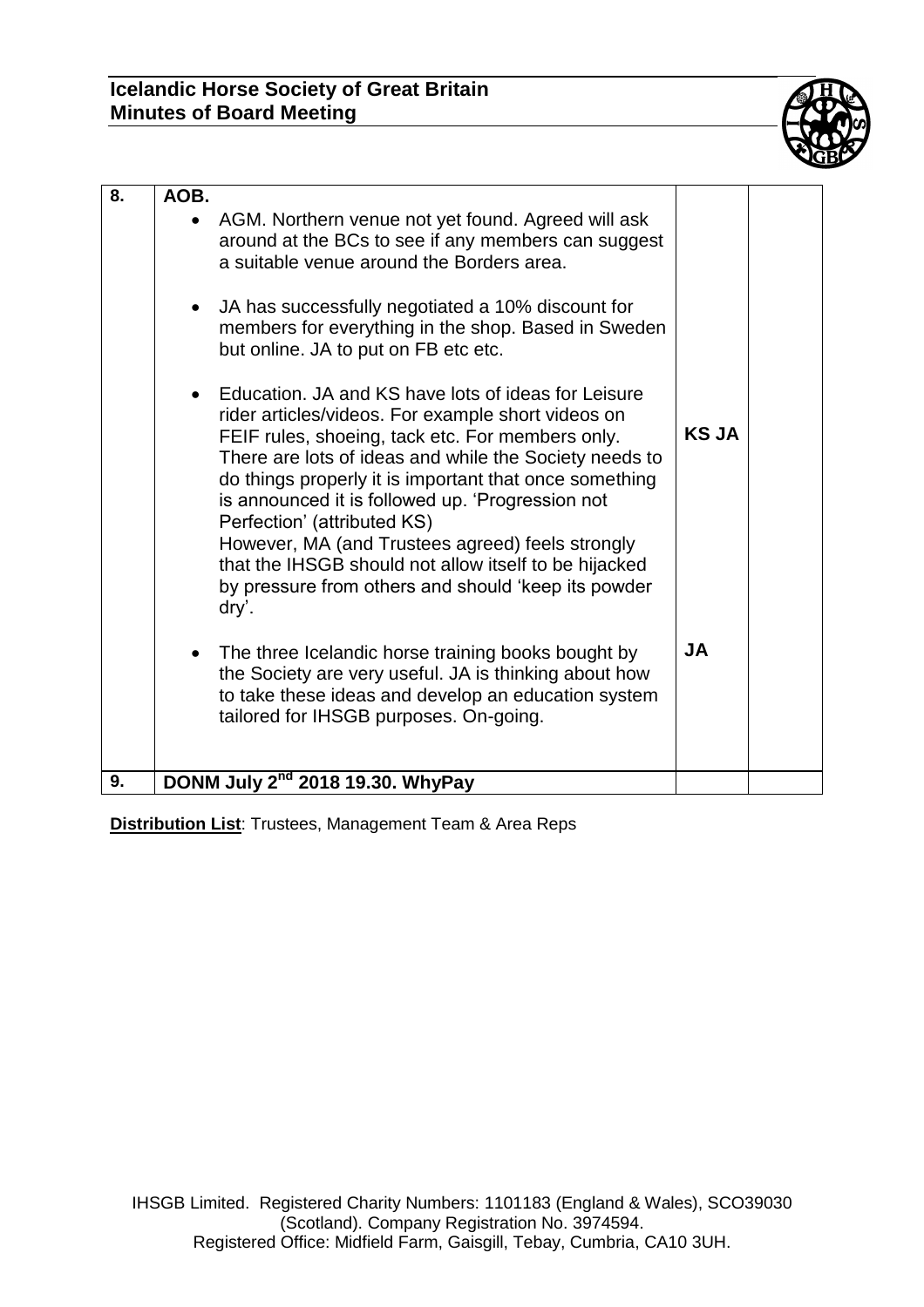| | | | |
|---|---|---|---|
| 8. | **AOB.**<br>• AGM. Northern venue not yet found. Agreed will ask around at the BCs to see if any members can suggest a suitable venue around the Borders area.<br><br>• JA has successfully negotiated a 10% discount for members for everything in the shop. Based in Sweden but online. JA to put on FB etc etc.<br><br>• Education. JA and KS have lots of ideas for Leisure rider articles/videos. For example short videos on FEIF rules, shoeing, tack etc. For members only. There are lots of ideas and while the Society needs to do things properly it is important that once something is announced it is followed up. 'Progression not Perfection' (attributed KS)<br>However, MA (and Trustees agreed) feels strongly that the IHSGB should not allow itself to be hijacked by pressure from others and should 'keep its powder dry'.<br><br>• The three Icelandic horse training books bought by the Society are very useful. JA is thinking about how to take these ideas and develop an education system tailored for IHSGB purposes. On-going. | **KS JA**<br><br><br><br>**JA** | |
| 9. | **DONM July 2nd 2018 19.30. WhyPay** | | |

**Distribution List**: Trustees, Management Team & Area Reps